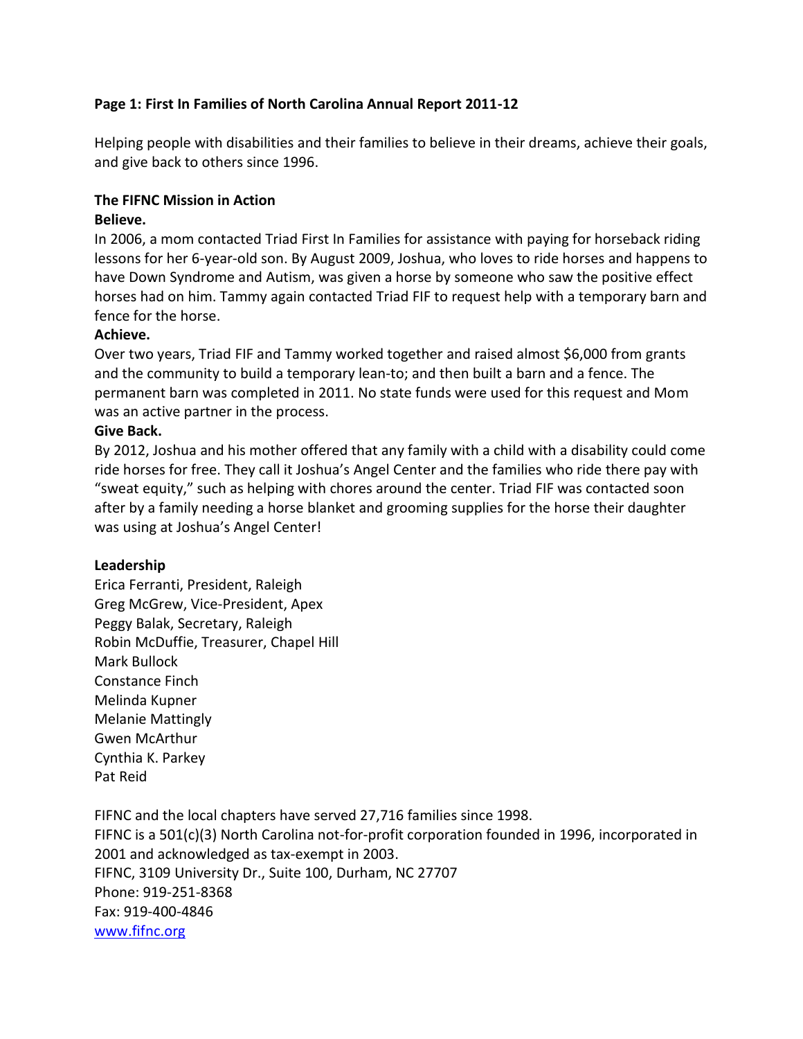# Page 1: First In Families of North Carolina Annual Report 2011-12

Helping people with disabilities and their families to believe in their dreams, achieve their goals, and give back to others since 1996.

## The FIFNC Mission in Action

### Believe.

In 2006, a mom contacted Triad First In Families for assistance with paying for horseback riding lessons for her 6-year-old son. By August 2009, Joshua, who loves to ride horses and happens to have Down Syndrome and Autism, was given a horse by someone who saw the positive effect horses had on him. Tammy again contacted Triad FIF to request help with a temporary barn and fence for the horse.

### Achieve.

Over two years, Triad FIF and Tammy worked together and raised almost $6,000 from grants and the community to build a temporary lean-to; and then built a barn and a fence. The permanent barn was completed in 2011. No state funds were used for this request and Mom was an active partner in the process.

### Give Back.

By 2012, Joshua and his mother offered that any family with a child with a disability could come ride horses for free. They call it Joshua's Angel Center and the families who ride there pay with "sweat equity," such as helping with chores around the center. Triad FIF was contacted soon after by a family needing a horse blanket and grooming supplies for the horse their daughter was using at Joshua's Angel Center!

## Leadership

Erica Ferranti, President, Raleigh
Greg McGrew, Vice-President, Apex
Peggy Balak, Secretary, Raleigh
Robin McDuffie, Treasurer, Chapel Hill
Mark Bullock
Constance Finch
Melinda Kupner
Melanie Mattingly
Gwen McArthur
Cynthia K. Parkey
Pat Reid

FIFNC and the local chapters have served 27,716 families since 1998.
FIFNC is a 501(c)(3) North Carolina not-for-profit corporation founded in 1996, incorporated in 2001 and acknowledged as tax-exempt in 2003.
FIFNC, 3109 University Dr., Suite 100, Durham, NC 27707
Phone: 919-251-8368
Fax: 919-400-4846
[www.fifnc.org](http://www.fifnc.org)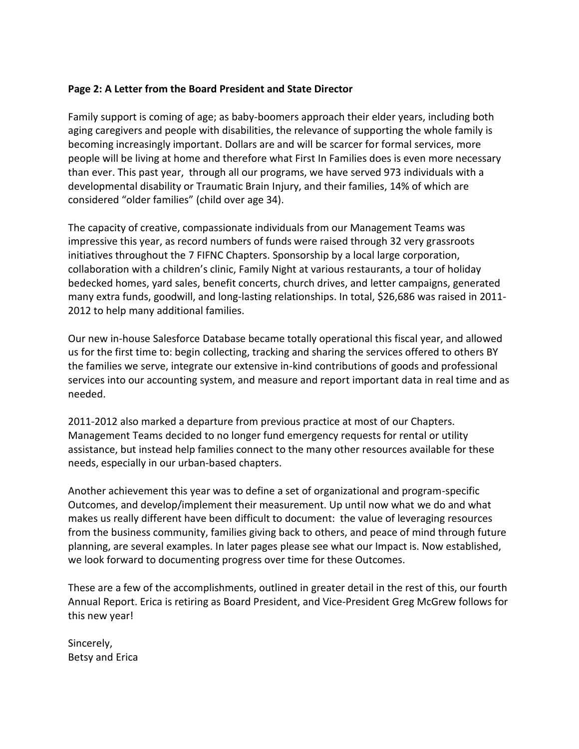**Page 2: A Letter from the Board President and State Director**

Family support is coming of age; as baby-boomers approach their elder years, including both aging caregivers and people with disabilities, the relevance of supporting the whole family is becoming increasingly important. Dollars are and will be scarcer for formal services, more people will be living at home and therefore what First In Families does is even more necessary than ever. This past year, through all our programs, we have served 973 individuals with a developmental disability or Traumatic Brain Injury, and their families, 14% of which are considered "older families" (child over age 34).

The capacity of creative, compassionate individuals from our Management Teams was impressive this year, as record numbers of funds were raised through 32 very grassroots initiatives throughout the 7 FIFNC Chapters. Sponsorship by a local large corporation, collaboration with a children's clinic, Family Night at various restaurants, a tour of holiday bedecked homes, yard sales, benefit concerts, church drives, and letter campaigns, generated many extra funds, goodwill, and long-lasting relationships. In total, $26,686 was raised in 2011-2012 to help many additional families.

Our new in-house Salesforce Database became totally operational this fiscal year, and allowed us for the first time to: begin collecting, tracking and sharing the services offered to others BY the families we serve, integrate our extensive in-kind contributions of goods and professional services into our accounting system, and measure and report important data in real time and as needed.

2011-2012 also marked a departure from previous practice at most of our Chapters. Management Teams decided to no longer fund emergency requests for rental or utility assistance, but instead help families connect to the many other resources available for these needs, especially in our urban-based chapters.

Another achievement this year was to define a set of organizational and program-specific Outcomes, and develop/implement their measurement. Up until now what we do and what makes us really different have been difficult to document: the value of leveraging resources from the business community, families giving back to others, and peace of mind through future planning, are several examples. In later pages please see what our Impact is. Now established, we look forward to documenting progress over time for these Outcomes.

These are a few of the accomplishments, outlined in greater detail in the rest of this, our fourth Annual Report. Erica is retiring as Board President, and Vice-President Greg McGrew follows for this new year!

Sincerely,
Betsy and Erica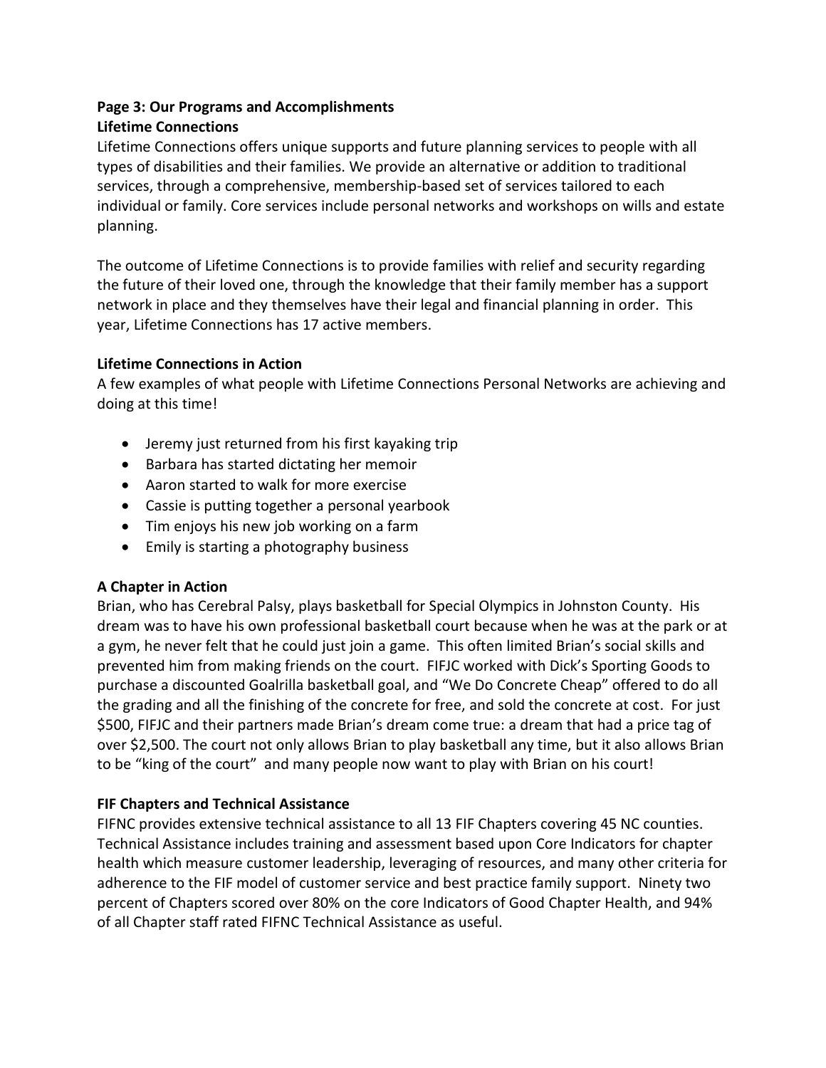**Page 3: Our Programs and Accomplishments**

**Lifetime Connections**

Lifetime Connections offers unique supports and future planning services to people with all types of disabilities and their families. We provide an alternative or addition to traditional services, through a comprehensive, membership-based set of services tailored to each individual or family. Core services include personal networks and workshops on wills and estate planning.

The outcome of Lifetime Connections is to provide families with relief and security regarding the future of their loved one, through the knowledge that their family member has a support network in place and they themselves have their legal and financial planning in order. This year, Lifetime Connections has 17 active members.

**Lifetime Connections in Action**

A few examples of what people with Lifetime Connections Personal Networks are achieving and doing at this time!

- Jeremy just returned from his first kayaking trip
- Barbara has started dictating her memoir
- Aaron started to walk for more exercise
- Cassie is putting together a personal yearbook
- Tim enjoys his new job working on a farm
- Emily is starting a photography business

**A Chapter in Action**

Brian, who has Cerebral Palsy, plays basketball for Special Olympics in Johnston County. His dream was to have his own professional basketball court because when he was at the park or at a gym, he never felt that he could just join a game. This often limited Brian's social skills and prevented him from making friends on the court. FIFJC worked with Dick's Sporting Goods to purchase a discounted Goalrilla basketball goal, and "We Do Concrete Cheap" offered to do all the grading and all the finishing of the concrete for free, and sold the concrete at cost. For just $500, FIFJC and their partners made Brian's dream come true: a dream that had a price tag of over $2,500. The court not only allows Brian to play basketball any time, but it also allows Brian to be "king of the court" and many people now want to play with Brian on his court!

**FIF Chapters and Technical Assistance**

FIFNC provides extensive technical assistance to all 13 FIF Chapters covering 45 NC counties. Technical Assistance includes training and assessment based upon Core Indicators for chapter health which measure customer leadership, leveraging of resources, and many other criteria for adherence to the FIF model of customer service and best practice family support. Ninety two percent of Chapters scored over 80% on the core Indicators of Good Chapter Health, and 94% of all Chapter staff rated FIFNC Technical Assistance as useful.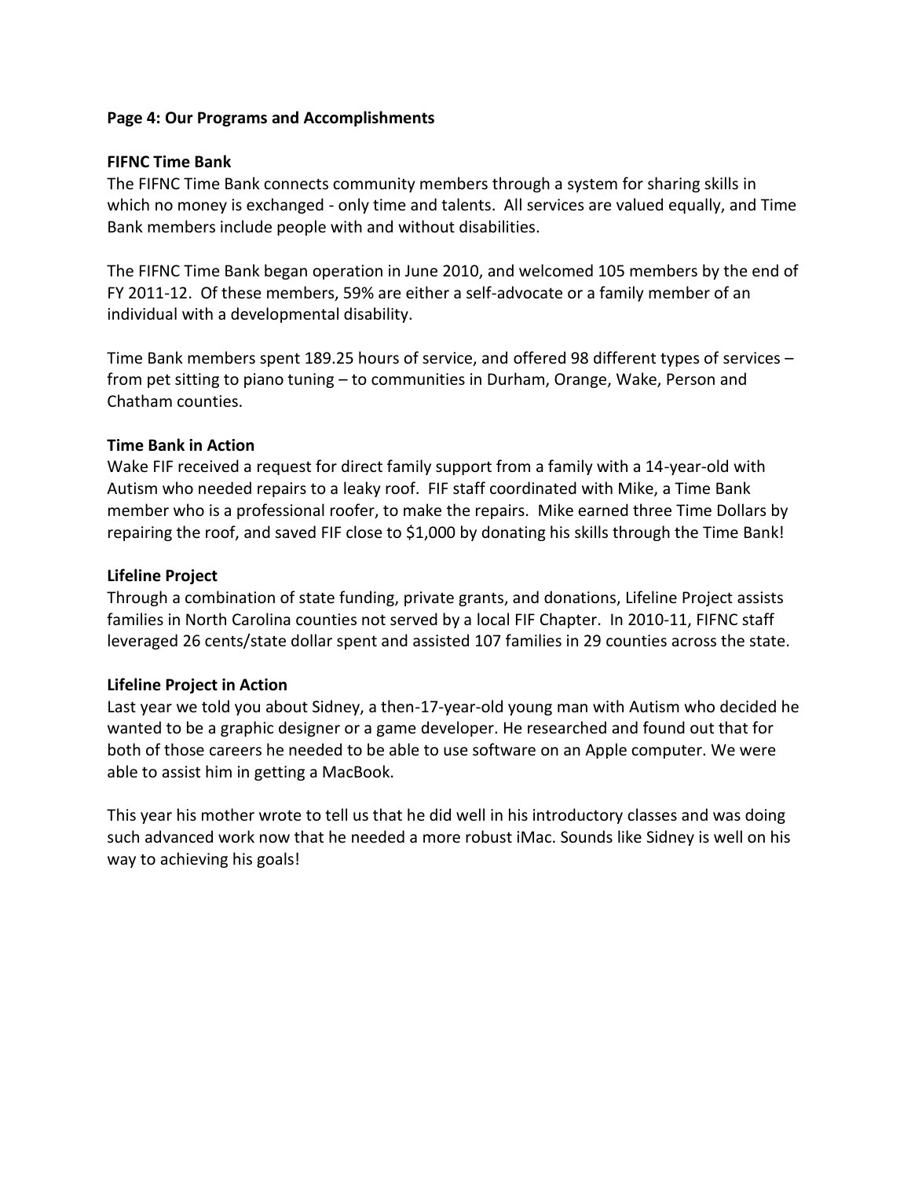**Page 4: Our Programs and Accomplishments**

**FIFNC Time Bank**

The FIFNC Time Bank connects community members through a system for sharing skills in which no money is exchanged - only time and talents. All services are valued equally, and Time Bank members include people with and without disabilities.

The FIFNC Time Bank began operation in June 2010, and welcomed 105 members by the end of FY 2011-12. Of these members, 59% are either a self-advocate or a family member of an individual with a developmental disability.

Time Bank members spent 189.25 hours of service, and offered 98 different types of services – from pet sitting to piano tuning – to communities in Durham, Orange, Wake, Person and Chatham counties.

**Time Bank in Action**

Wake FIF received a request for direct family support from a family with a 14-year-old with Autism who needed repairs to a leaky roof. FIF staff coordinated with Mike, a Time Bank member who is a professional roofer, to make the repairs. Mike earned three Time Dollars by repairing the roof, and saved FIF close to $1,000 by donating his skills through the Time Bank!

**Lifeline Project**

Through a combination of state funding, private grants, and donations, Lifeline Project assists families in North Carolina counties not served by a local FIF Chapter. In 2010-11, FIFNC staff leveraged 26 cents/state dollar spent and assisted 107 families in 29 counties across the state.

**Lifeline Project in Action**

Last year we told you about Sidney, a then-17-year-old young man with Autism who decided he wanted to be a graphic designer or a game developer. He researched and found out that for both of those careers he needed to be able to use software on an Apple computer. We were able to assist him in getting a MacBook.

This year his mother wrote to tell us that he did well in his introductory classes and was doing such advanced work now that he needed a more robust iMac. Sounds like Sidney is well on his way to achieving his goals!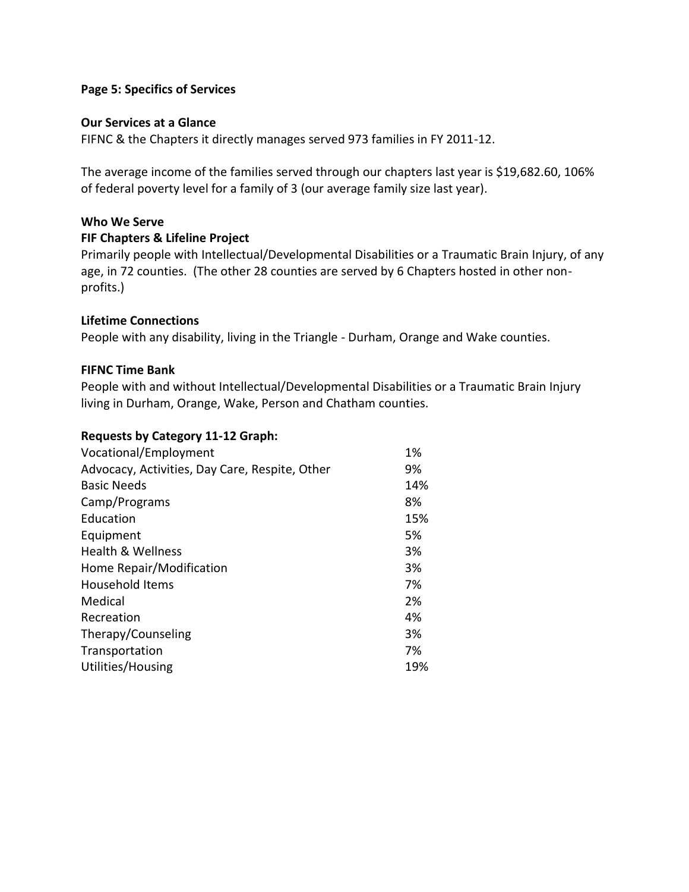## Page 5: Specifics of Services

### Our Services at a Glance

FIFNC & the Chapters it directly manages served 973 families in FY 2011-12.

The average income of the families served through our chapters last year is $19,682.60, 106% of federal poverty level for a family of 3 (our average family size last year).

### Who We Serve

#### FIF Chapters & Lifeline Project

Primarily people with Intellectual/Developmental Disabilities or a Traumatic Brain Injury, of any age, in 72 counties. (The other 28 counties are served by 6 Chapters hosted in other non-profits.)

#### Lifetime Connections

People with any disability, living in the Triangle - Durham, Orange and Wake counties.

#### FIFNC Time Bank

People with and without Intellectual/Developmental Disabilities or a Traumatic Brain Injury living in Durham, Orange, Wake, Person and Chatham counties.

### Requests by Category 11-12 Graph:

| Category | Percentage |
| --- | --- |
| Vocational/Employment | 1% |
| Advocacy, Activities, Day Care, Respite, Other | 9% |
| Basic Needs | 14% |
| Camp/Programs | 8% |
| Education | 15% |
| Equipment | 5% |
| Health & Wellness | 3% |
| Home Repair/Modification | 3% |
| Household Items | 7% |
| Medical | 2% |
| Recreation | 4% |
| Therapy/Counseling | 3% |
| Transportation | 7% |
| Utilities/Housing | 19% |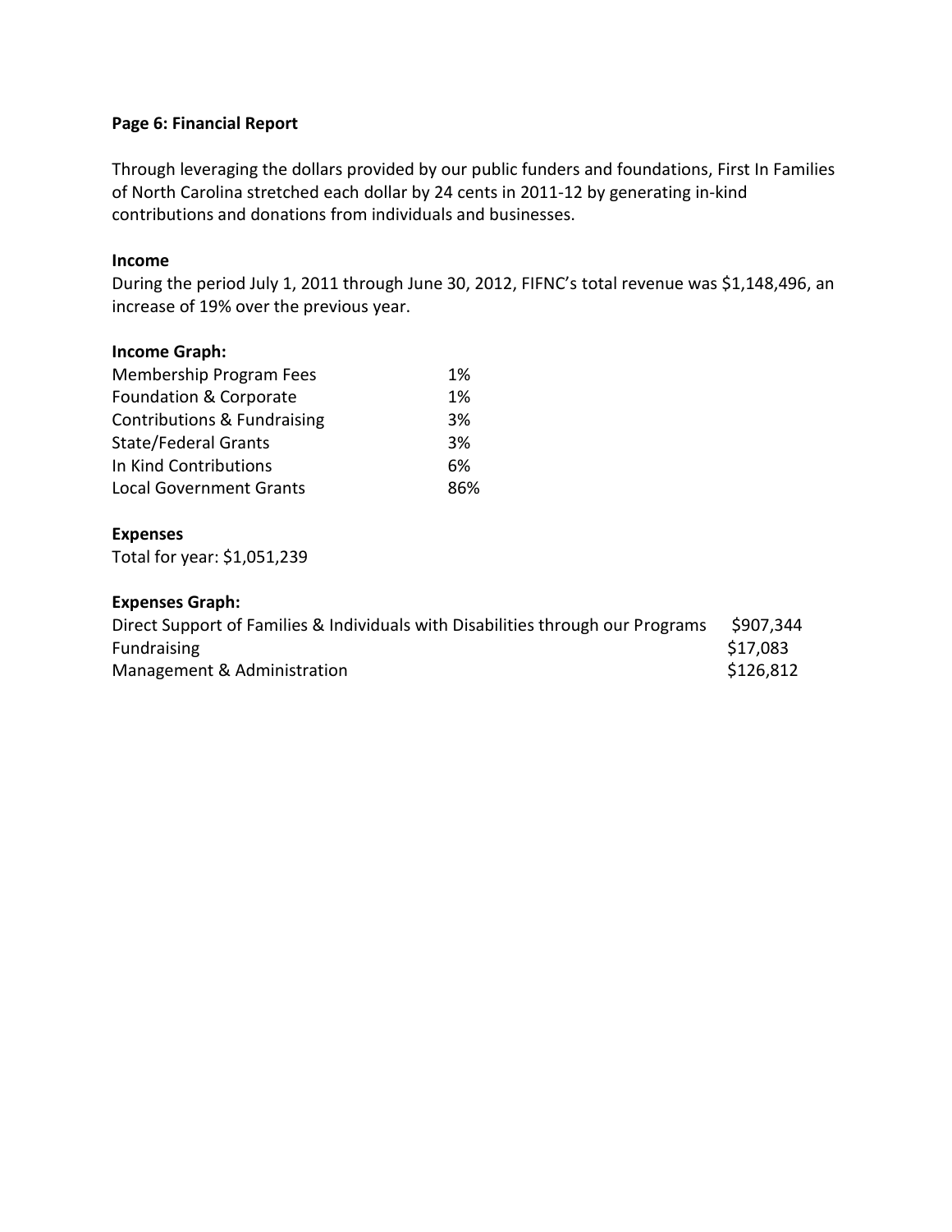**Page 6: Financial Report**

Through leveraging the dollars provided by our public funders and foundations, First In Families of North Carolina stretched each dollar by 24 cents in 2011-12 by generating in-kind contributions and donations from individuals and businesses.

**Income**

During the period July 1, 2011 through June 30, 2012, FIFNC's total revenue was $1,148,496, an increase of 19% over the previous year.

**Income Graph:**

| | |
|---|---|
| Membership Program Fees | 1% |
| Foundation & Corporate | 1% |
| Contributions & Fundraising | 3% |
| State/Federal Grants | 3% |
| In Kind Contributions | 6% |
| Local Government Grants | 86% |

**Expenses**

Total for year: $1,051,239

**Expenses Graph:**

| | |
|---|---|
| Direct Support of Families & Individuals with Disabilities through our Programs | $907,344 |
| Fundraising | $17,083 |
| Management & Administration | $126,812 |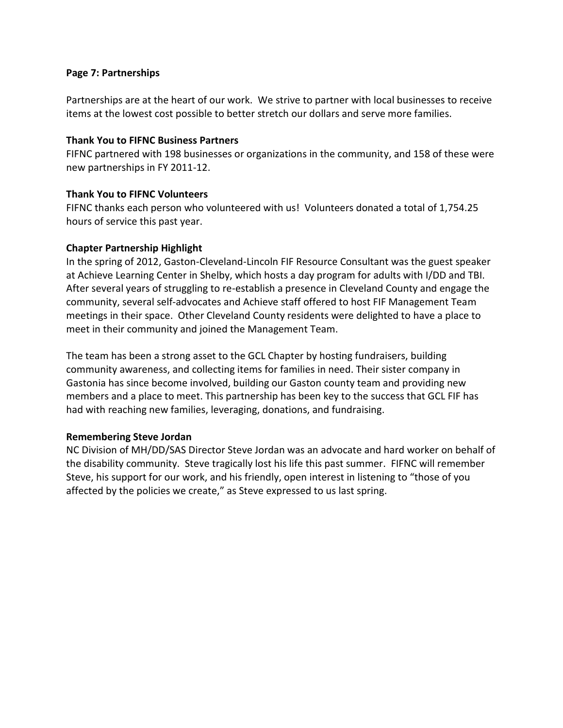**Page 7: Partnerships**

Partnerships are at the heart of our work. We strive to partner with local businesses to receive items at the lowest cost possible to better stretch our dollars and serve more families.

**Thank You to FIFNC Business Partners**

FIFNC partnered with 198 businesses or organizations in the community, and 158 of these were new partnerships in FY 2011-12.

**Thank You to FIFNC Volunteers**

FIFNC thanks each person who volunteered with us! Volunteers donated a total of 1,754.25 hours of service this past year.

**Chapter Partnership Highlight**

In the spring of 2012, Gaston-Cleveland-Lincoln FIF Resource Consultant was the guest speaker at Achieve Learning Center in Shelby, which hosts a day program for adults with I/DD and TBI. After several years of struggling to re-establish a presence in Cleveland County and engage the community, several self-advocates and Achieve staff offered to host FIF Management Team meetings in their space. Other Cleveland County residents were delighted to have a place to meet in their community and joined the Management Team.

The team has been a strong asset to the GCL Chapter by hosting fundraisers, building community awareness, and collecting items for families in need. Their sister company in Gastonia has since become involved, building our Gaston county team and providing new members and a place to meet. This partnership has been key to the success that GCL FIF has had with reaching new families, leveraging, donations, and fundraising.

**Remembering Steve Jordan**

NC Division of MH/DD/SAS Director Steve Jordan was an advocate and hard worker on behalf of the disability community. Steve tragically lost his life this past summer. FIFNC will remember Steve, his support for our work, and his friendly, open interest in listening to "those of you affected by the policies we create," as Steve expressed to us last spring.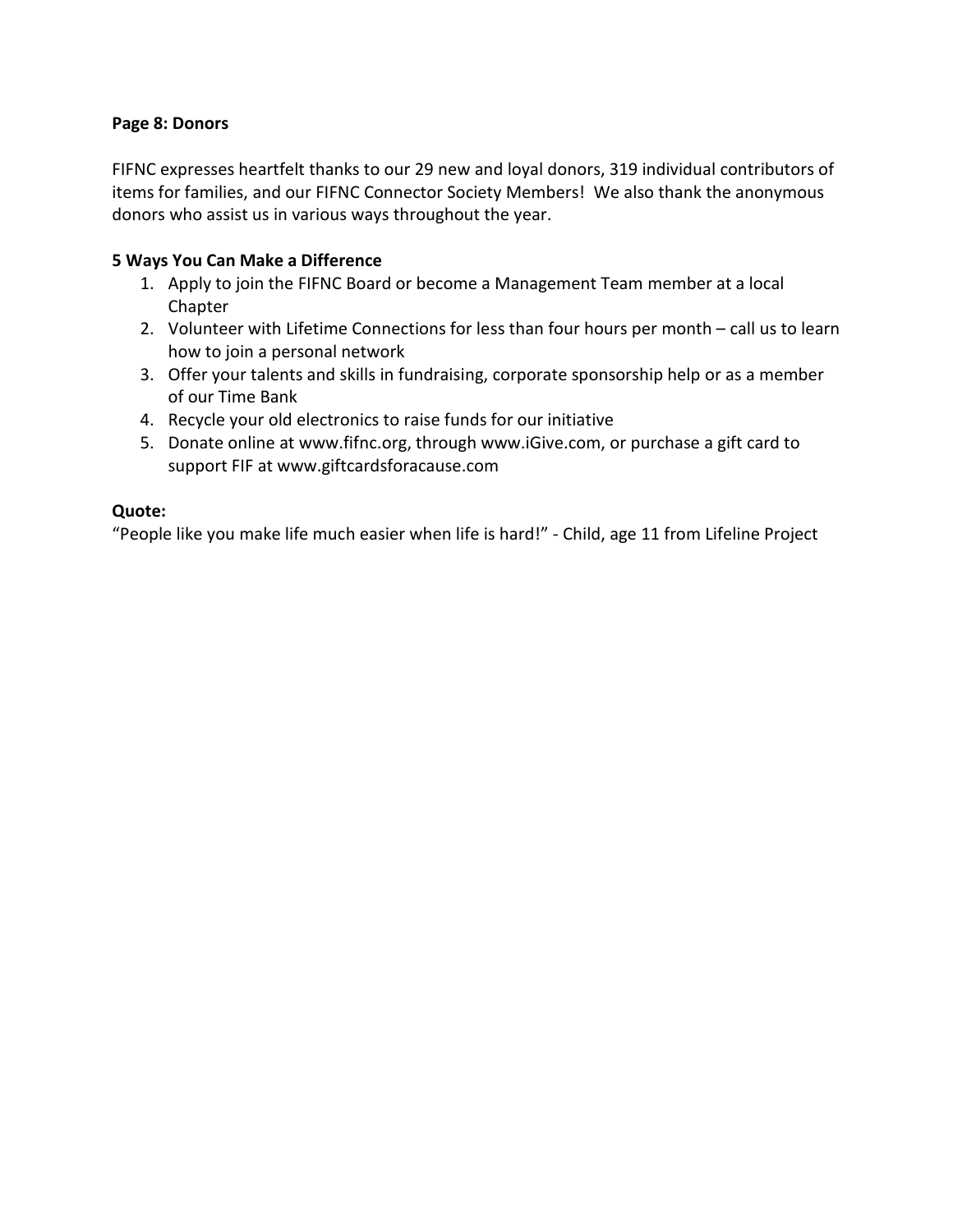**Page 8: Donors**

FIFNC expresses heartfelt thanks to our 29 new and loyal donors, 319 individual contributors of items for families, and our FIFNC Connector Society Members!  We also thank the anonymous donors who assist us in various ways throughout the year.

**5 Ways You Can Make a Difference**

1. Apply to join the FIFNC Board or become a Management Team member at a local Chapter
2. Volunteer with Lifetime Connections for less than four hours per month – call us to learn how to join a personal network
3. Offer your talents and skills in fundraising, corporate sponsorship help or as a member of our Time Bank
4. Recycle your old electronics to raise funds for our initiative
5. Donate online at www.fifnc.org, through www.iGive.com, or purchase a gift card to support FIF at www.giftcardsforacause.com

**Quote:**

"People like you make life much easier when life is hard!" - Child, age 11 from Lifeline Project